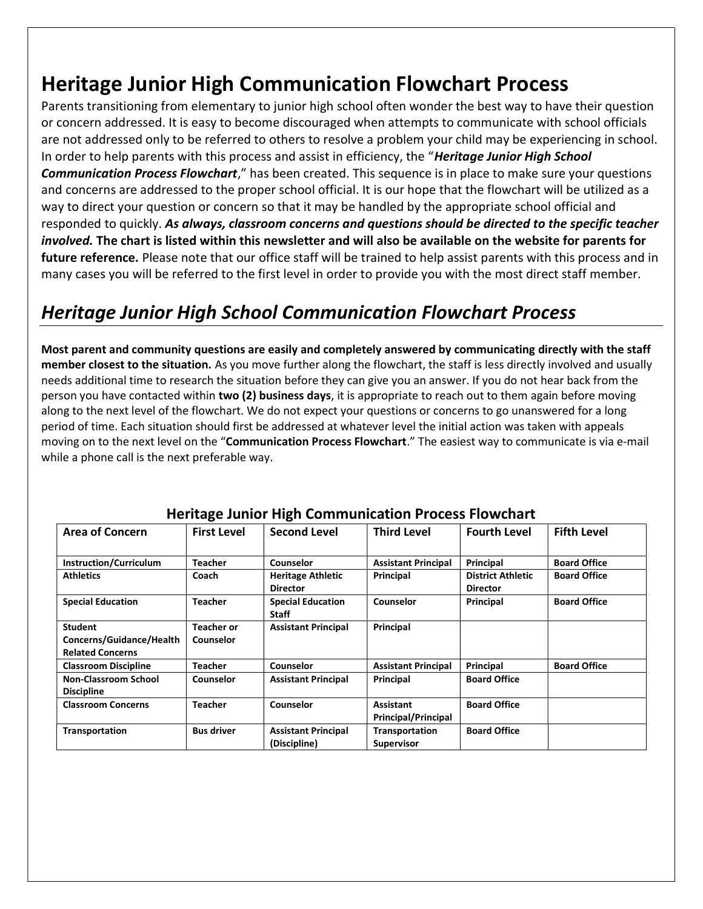# Heritage Junior High Communication Flowchart Process

Parents transitioning from elementary to junior high school often wonder the best way to have their question or concern addressed. It is easy to become discouraged when attempts to communicate with school officials are not addressed only to be referred to others to resolve a problem your child may be experiencing in school. In order to help parents with this process and assist in efficiency, the "***Heritage Junior High School Communication Process Flowchart***," has been created. This sequence is in place to make sure your questions and concerns are addressed to the proper school official. It is our hope that the flowchart will be utilized as a way to direct your question or concern so that it may be handled by the appropriate school official and responded to quickly. ***As always, classroom concerns and questions should be directed to the specific teacher involved.*** **The chart is listed within this newsletter and will also be available on the website for parents for future reference.** Please note that our office staff will be trained to help assist parents with this process and in many cases you will be referred to the first level in order to provide you with the most direct staff member.

## *Heritage Junior High School Communication Flowchart Process*

**Most parent and community questions are easily and completely answered by communicating directly with the staff member closest to the situation.** As you move further along the flowchart, the staff is less directly involved and usually needs additional time to research the situation before they can give you an answer. If you do not hear back from the person you have contacted within **two (2) business days**, it is appropriate to reach out to them again before moving along to the next level of the flowchart. We do not expect your questions or concerns to go unanswered for a long period of time. Each situation should first be addressed at whatever level the initial action was taken with appeals moving on to the next level on the "**Communication Process Flowchart**." The easiest way to communicate is via e-mail while a phone call is the next preferable way.

### Heritage Junior High Communication Process Flowchart

| Area of Concern | First Level | Second Level | Third Level | Fourth Level | Fifth Level |
|---|---|---|---|---|---|
| **Instruction/Curriculum** | **Teacher** | **Counselor** | **Assistant Principal** | **Principal** | **Board Office** |
| **Athletics** | **Coach** | **Heritage Athletic Director** | **Principal** | **District Athletic Director** | **Board Office** |
| **Special Education** | **Teacher** | **Special Education Staff** | **Counselor** | **Principal** | **Board Office** |
| **Student Concerns/Guidance/Health Related Concerns** | **Teacher or Counselor** | **Assistant Principal** | **Principal** | | |
| **Classroom Discipline** | **Teacher** | **Counselor** | **Assistant Principal** | **Principal** | **Board Office** |
| **Non-Classroom School Discipline** | **Counselor** | **Assistant Principal** | **Principal** | **Board Office** | |
| **Classroom Concerns** | **Teacher** | **Counselor** | **Assistant Principal/Principal** | **Board Office** | |
| **Transportation** | **Bus driver** | **Assistant Principal (Discipline)** | **Transportation Supervisor** | **Board Office** | |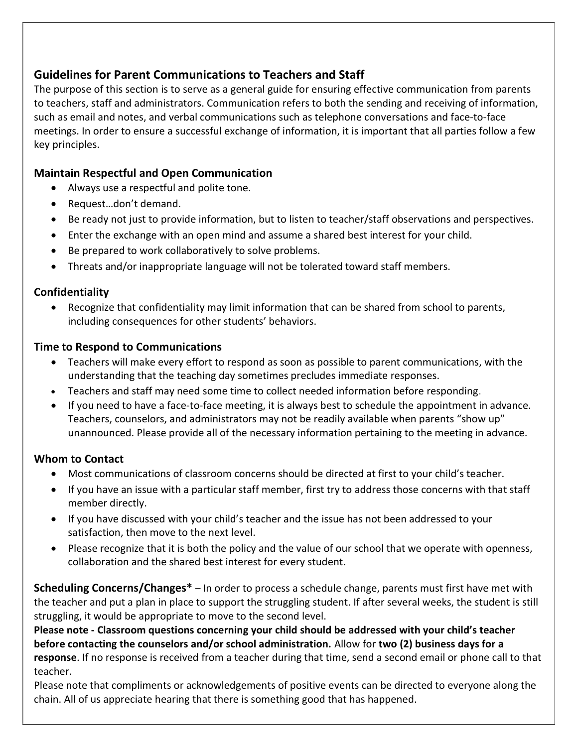## Guidelines for Parent Communications to Teachers and Staff

The purpose of this section is to serve as a general guide for ensuring effective communication from parents to teachers, staff and administrators. Communication refers to both the sending and receiving of information, such as email and notes, and verbal communications such as telephone conversations and face-to-face meetings. In order to ensure a successful exchange of information, it is important that all parties follow a few key principles.

### Maintain Respectful and Open Communication

- Always use a respectful and polite tone.
- Request…don't demand.
- Be ready not just to provide information, but to listen to teacher/staff observations and perspectives.
- Enter the exchange with an open mind and assume a shared best interest for your child.
- Be prepared to work collaboratively to solve problems.
- Threats and/or inappropriate language will not be tolerated toward staff members.

### Confidentiality

- Recognize that confidentiality may limit information that can be shared from school to parents, including consequences for other students' behaviors.

### Time to Respond to Communications

- Teachers will make every effort to respond as soon as possible to parent communications, with the understanding that the teaching day sometimes precludes immediate responses.
- Teachers and staff may need some time to collect needed information before responding.
- If you need to have a face-to-face meeting, it is always best to schedule the appointment in advance. Teachers, counselors, and administrators may not be readily available when parents "show up" unannounced. Please provide all of the necessary information pertaining to the meeting in advance.

### Whom to Contact

- Most communications of classroom concerns should be directed at first to your child's teacher.
- If you have an issue with a particular staff member, first try to address those concerns with that staff member directly.
- If you have discussed with your child's teacher and the issue has not been addressed to your satisfaction, then move to the next level.
- Please recognize that it is both the policy and the value of our school that we operate with openness, collaboration and the shared best interest for every student.

**Scheduling Concerns/Changes*** – In order to process a schedule change, parents must first have met with the teacher and put a plan in place to support the struggling student. If after several weeks, the student is still struggling, it would be appropriate to move to the second level.

**Please note - Classroom questions concerning your child should be addressed with your child's teacher before contacting the counselors and/or school administration.** Allow for **two (2) business days for a response**. If no response is received from a teacher during that time, send a second email or phone call to that teacher.

Please note that compliments or acknowledgements of positive events can be directed to everyone along the chain. All of us appreciate hearing that there is something good that has happened.